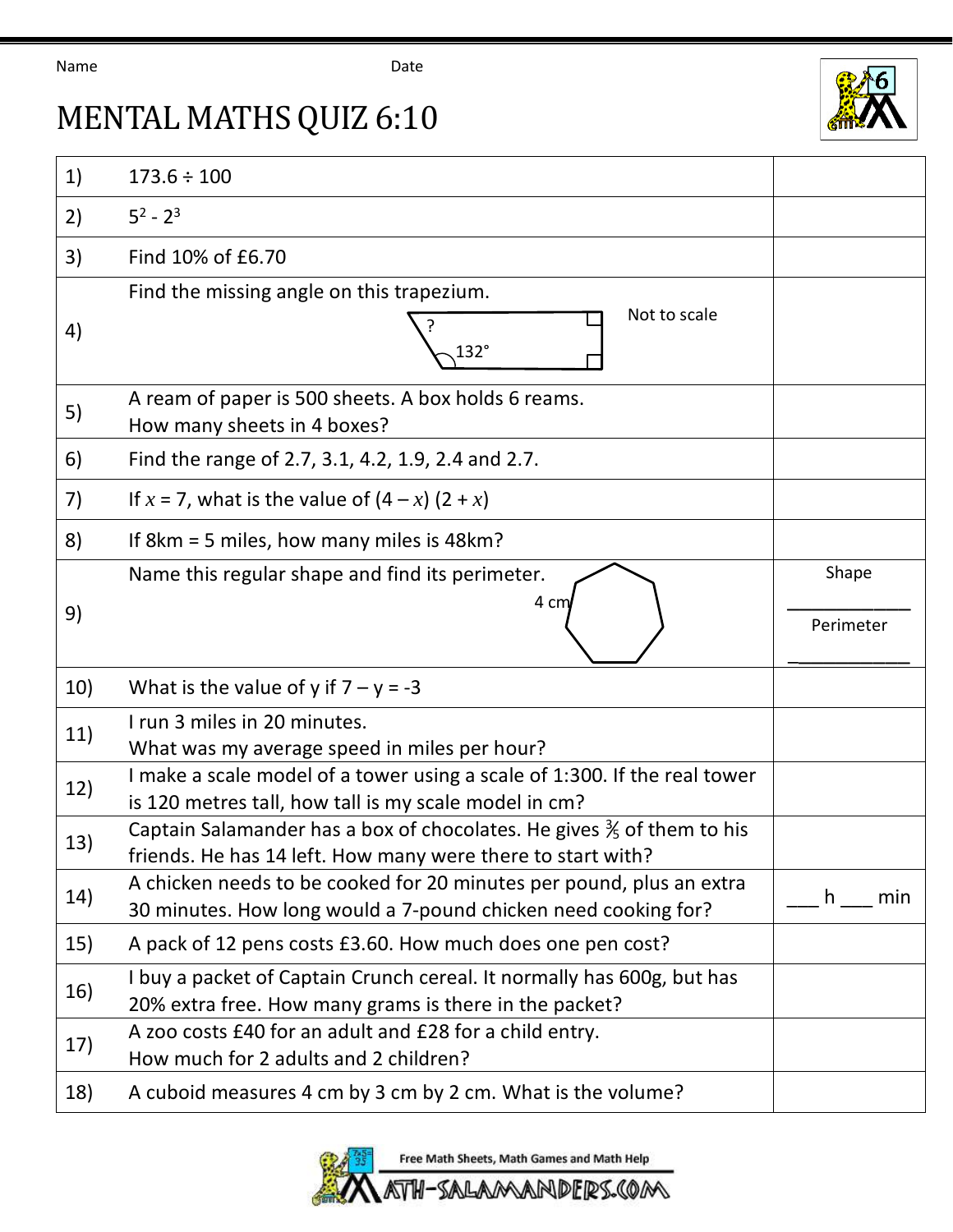Name Date

# MENTAL MATHS QUIZ 6:10

| | | |
|---|---|---|
| 1) | 173.6 ÷ 100 | |
| 2) | $5^2 - 2^3$ | |
| 3) | Find 10% of £6.70 | |
| 4) | Find the missing angle on this trapezium. ? 132° Not to scale | |
| 5) | A ream of paper is 500 sheets. A box holds 6 reams. How many sheets in 4 boxes? | |
| 6) | Find the range of 2.7, 3.1, 4.2, 1.9, 2.4 and 2.7. | |
| 7) | If $x = 7$, what is the value of $(4 - x)(2 + x)$ | |
| 8) | If 8km = 5 miles, how many miles is 48km? | |
| 9) | Name this regular shape and find its perimeter. 4 cm | Shape ________ Perimeter ________ |
| 10) | What is the value of y if $7 - y = -3$ | |
| 11) | I run 3 miles in 20 minutes. What was my average speed in miles per hour? | |
| 12) | I make a scale model of a tower using a scale of 1:300. If the real tower is 120 metres tall, how tall is my scale model in cm? | |
| 13) | Captain Salamander has a box of chocolates. He gives $\frac{3}{5}$ of them to his friends. He has 14 left. How many were there to start with? | |
| 14) | A chicken needs to be cooked for 20 minutes per pound, plus an extra 30 minutes. How long would a 7-pound chicken need cooking for? | ___ h ___ min |
| 15) | A pack of 12 pens costs £3.60. How much does one pen cost? | |
| 16) | I buy a packet of Captain Crunch cereal. It normally has 600g, but has 20% extra free. How many grams is there in the packet? | |
| 17) | A zoo costs £40 for an adult and £28 for a child entry. How much for 2 adults and 2 children? | |
| 18) | A cuboid measures 4 cm by 3 cm by 2 cm. What is the volume? | |

Free Math Sheets, Math Games and Math Help
MATH-SALAMANDERS.COM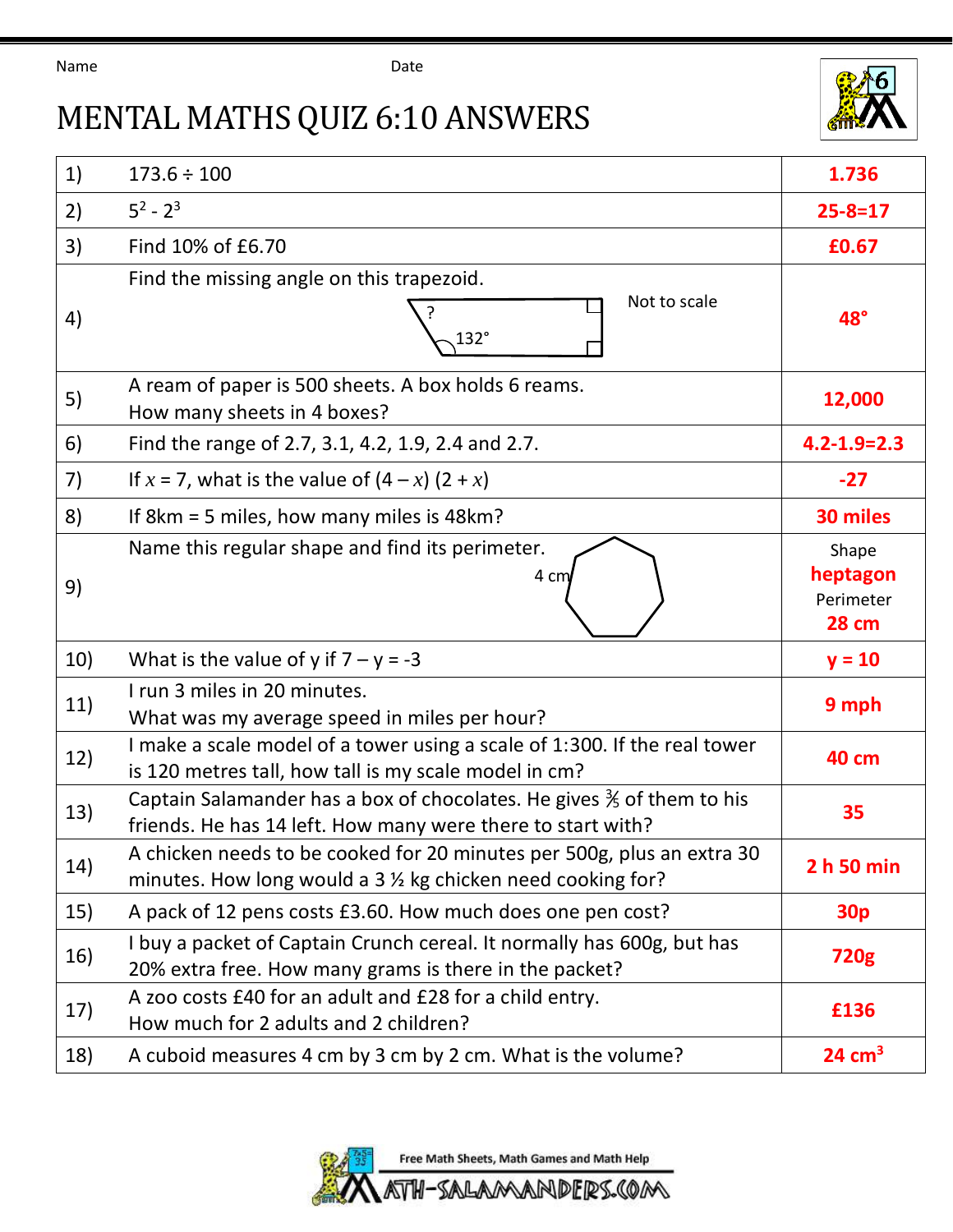Name Date

# MENTAL MATHS QUIZ 6:10 ANSWERS

| | | |
|---|---|---|
| 1) | 173.6 ÷ 100 | **1.736** |
| 2) | $5^2 - 2^3$ | **25-8=17** |
| 3) | Find 10% of £6.70 | **£0.67** |
| 4) | Find the missing angle on this trapezoid. ? 132° Not to scale | **48°** |
| 5) | A ream of paper is 500 sheets. A box holds 6 reams. How many sheets in 4 boxes? | **12,000** |
| 6) | Find the range of 2.7, 3.1, 4.2, 1.9, 2.4 and 2.7. | **4.2-1.9=2.3** |
| 7) | If $x = 7$, what is the value of $(4 - x)(2 + x)$ | **-27** |
| 8) | If 8km = 5 miles, how many miles is 48km? | **30 miles** |
| 9) | Name this regular shape and find its perimeter. 4 cm | Shape **heptagon** Perimeter **28 cm** |
| 10) | What is the value of y if 7 – y = -3 | **y = 10** |
| 11) | I run 3 miles in 20 minutes. What was my average speed in miles per hour? | **9 mph** |
| 12) | I make a scale model of a tower using a scale of 1:300. If the real tower is 120 metres tall, how tall is my scale model in cm? | **40 cm** |
| 13) | Captain Salamander has a box of chocolates. He gives ⅗ of them to his friends. He has 14 left. How many were there to start with? | **35** |
| 14) | A chicken needs to be cooked for 20 minutes per 500g, plus an extra 30 minutes. How long would a 3 ½ kg chicken need cooking for? | **2 h 50 min** |
| 15) | A pack of 12 pens costs £3.60. How much does one pen cost? | **30p** |
| 16) | I buy a packet of Captain Crunch cereal. It normally has 600g, but has 20% extra free. How many grams is there in the packet? | **720g** |
| 17) | A zoo costs £40 for an adult and £28 for a child entry. How much for 2 adults and 2 children? | **£136** |
| 18) | A cuboid measures 4 cm by 3 cm by 2 cm. What is the volume? | **24 $cm^3$** |